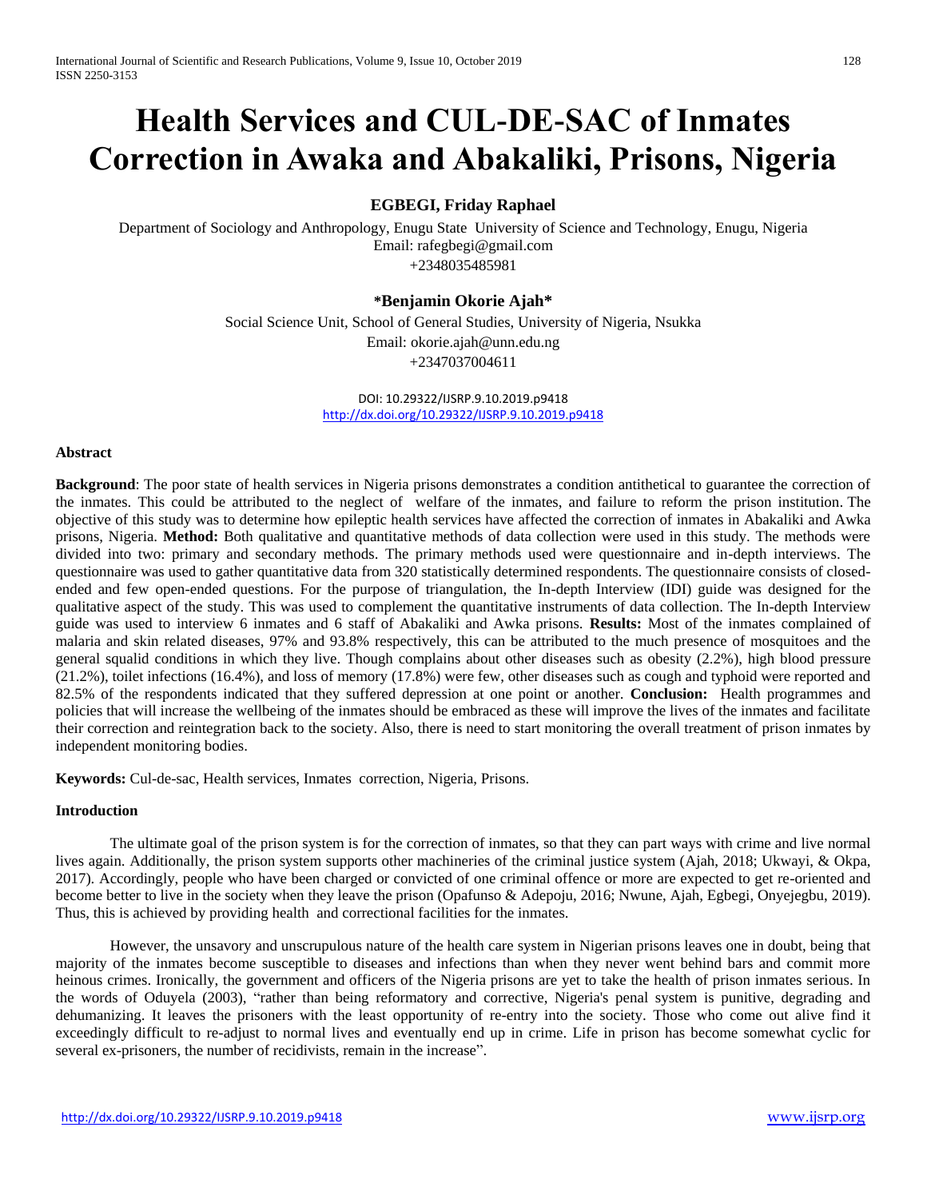# Health Services and CUL-DE-SAC of Inmates Correction in Awaka and Abakaliki, Prisons, Nigeria

**EGBEGI, Friday Raphael**

Department of Sociology and Anthropology, Enugu State University of Science and Technology, Enugu, Nigeria
Email: rafegbegi@gmail.com
+2348035485981

**\*Benjamin Okorie Ajah\***

Social Science Unit, School of General Studies, University of Nigeria, Nsukka
Email: okorie.ajah@unn.edu.ng
+2347037004611

DOI: 10.29322/IJSRP.9.10.2019.p9418
http://dx.doi.org/10.29322/IJSRP.9.10.2019.p9418

## Abstract

**Background**: The poor state of health services in Nigeria prisons demonstrates a condition antithetical to guarantee the correction of the inmates. This could be attributed to the neglect of welfare of the inmates, and failure to reform the prison institution. The objective of this study was to determine how epileptic health services have affected the correction of inmates in Abakaliki and Awka prisons, Nigeria. **Method:** Both qualitative and quantitative methods of data collection were used in this study. The methods were divided into two: primary and secondary methods. The primary methods used were questionnaire and in-depth interviews. The questionnaire was used to gather quantitative data from 320 statistically determined respondents. The questionnaire consists of closed-ended and few open-ended questions. For the purpose of triangulation, the In-depth Interview (IDI) guide was designed for the qualitative aspect of the study. This was used to complement the quantitative instruments of data collection. The In-depth Interview guide was used to interview 6 inmates and 6 staff of Abakaliki and Awka prisons. **Results:** Most of the inmates complained of malaria and skin related diseases, 97% and 93.8% respectively, this can be attributed to the much presence of mosquitoes and the general squalid conditions in which they live. Though complains about other diseases such as obesity (2.2%), high blood pressure (21.2%), toilet infections (16.4%), and loss of memory (17.8%) were few, other diseases such as cough and typhoid were reported and 82.5% of the respondents indicated that they suffered depression at one point or another. **Conclusion:** Health programmes and policies that will increase the wellbeing of the inmates should be embraced as these will improve the lives of the inmates and facilitate their correction and reintegration back to the society. Also, there is need to start monitoring the overall treatment of prison inmates by independent monitoring bodies.

**Keywords:** Cul-de-sac, Health services, Inmates correction, Nigeria, Prisons.

## Introduction

The ultimate goal of the prison system is for the correction of inmates, so that they can part ways with crime and live normal lives again. Additionally, the prison system supports other machineries of the criminal justice system (Ajah, 2018; Ukwayi, & Okpa, 2017). Accordingly, people who have been charged or convicted of one criminal offence or more are expected to get re-oriented and become better to live in the society when they leave the prison (Opafunso & Adepoju, 2016; Nwune, Ajah, Egbegi, Onyejegbu, 2019). Thus, this is achieved by providing health and correctional facilities for the inmates.

However, the unsavory and unscrupulous nature of the health care system in Nigerian prisons leaves one in doubt, being that majority of the inmates become susceptible to diseases and infections than when they never went behind bars and commit more heinous crimes. Ironically, the government and officers of the Nigeria prisons are yet to take the health of prison inmates serious. In the words of Oduyela (2003), "rather than being reformatory and corrective, Nigeria's penal system is punitive, degrading and dehumanizing. It leaves the prisoners with the least opportunity of re-entry into the society. Those who come out alive find it exceedingly difficult to re-adjust to normal lives and eventually end up in crime. Life in prison has become somewhat cyclic for several ex-prisoners, the number of recidivists, remain in the increase".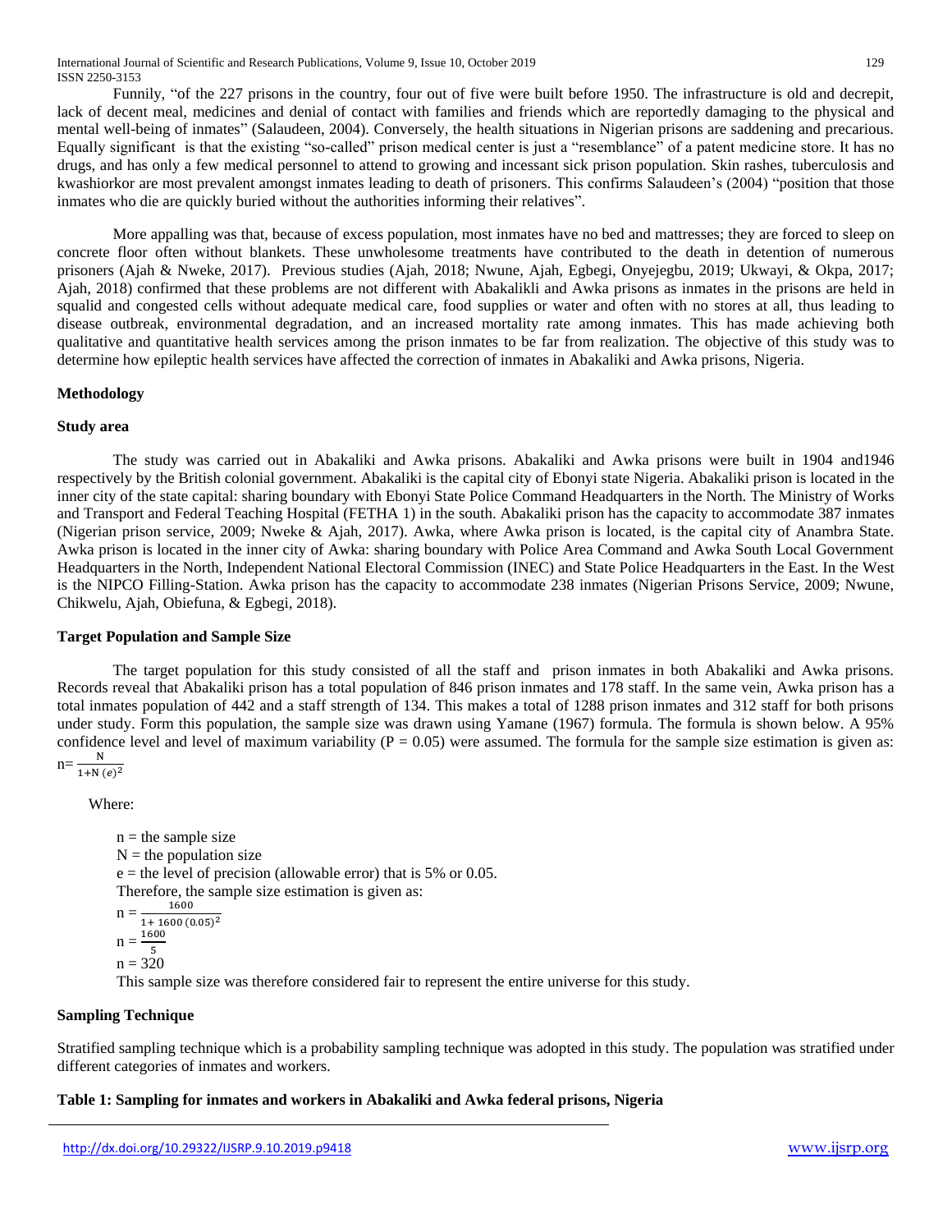Funnily, "of the 227 prisons in the country, four out of five were built before 1950. The infrastructure is old and decrepit, lack of decent meal, medicines and denial of contact with families and friends which are reportedly damaging to the physical and mental well-being of inmates" (Salaudeen, 2004). Conversely, the health situations in Nigerian prisons are saddening and precarious. Equally significant is that the existing "so-called" prison medical center is just a "resemblance" of a patent medicine store. It has no drugs, and has only a few medical personnel to attend to growing and incessant sick prison population. Skin rashes, tuberculosis and kwashiorkor are most prevalent amongst inmates leading to death of prisoners. This confirms Salaudeen's (2004) "position that those inmates who die are quickly buried without the authorities informing their relatives".

More appalling was that, because of excess population, most inmates have no bed and mattresses; they are forced to sleep on concrete floor often without blankets. These unwholesome treatments have contributed to the death in detention of numerous prisoners (Ajah & Nweke, 2017). Previous studies (Ajah, 2018; Nwune, Ajah, Egbegi, Onyejegbu, 2019; Ukwayi, & Okpa, 2017; Ajah, 2018) confirmed that these problems are not different with Abakalikli and Awka prisons as inmates in the prisons are held in squalid and congested cells without adequate medical care, food supplies or water and often with no stores at all, thus leading to disease outbreak, environmental degradation, and an increased mortality rate among inmates. This has made achieving both qualitative and quantitative health services among the prison inmates to be far from realization. The objective of this study was to determine how epileptic health services have affected the correction of inmates in Abakaliki and Awka prisons, Nigeria.

## Methodology

### Study area

The study was carried out in Abakaliki and Awka prisons. Abakaliki and Awka prisons were built in 1904 and1946 respectively by the British colonial government. Abakaliki is the capital city of Ebonyi state Nigeria. Abakaliki prison is located in the inner city of the state capital: sharing boundary with Ebonyi State Police Command Headquarters in the North. The Ministry of Works and Transport and Federal Teaching Hospital (FETHA 1) in the south. Abakaliki prison has the capacity to accommodate 387 inmates (Nigerian prison service, 2009; Nweke & Ajah, 2017). Awka, where Awka prison is located, is the capital city of Anambra State. Awka prison is located in the inner city of Awka: sharing boundary with Police Area Command and Awka South Local Government Headquarters in the North, Independent National Electoral Commission (INEC) and State Police Headquarters in the East. In the West is the NIPCO Filling-Station. Awka prison has the capacity to accommodate 238 inmates (Nigerian Prisons Service, 2009; Nwune, Chikwelu, Ajah, Obiefuna, & Egbegi, 2018).

### Target Population and Sample Size

The target population for this study consisted of all the staff and prison inmates in both Abakaliki and Awka prisons. Records reveal that Abakaliki prison has a total population of 846 prison inmates and 178 staff. In the same vein, Awka prison has a total inmates population of 442 and a staff strength of 134. This makes a total of 1288 prison inmates and 312 staff for both prisons under study. Form this population, the sample size was drawn using Yamane (1967) formula. The formula is shown below. A 95% confidence level and level of maximum variability (P = 0.05) were assumed. The formula for the sample size estimation is given as:

$$n = \frac{N}{1+N\,(e)^2}$$

Where:

n = the sample size
N = the population size
e = the level of precision (allowable error) that is 5% or 0.05.
Therefore, the sample size estimation is given as:

$$n = \frac{1600}{1+ 1600\,(0.05)^2}$$

$$n = \frac{1600}{5}$$

$$n = 320$$

This sample size was therefore considered fair to represent the entire universe for this study.

### Sampling Technique

Stratified sampling technique which is a probability sampling technique was adopted in this study. The population was stratified under different categories of inmates and workers.

**Table 1: Sampling for inmates and workers in Abakaliki and Awka federal prisons, Nigeria**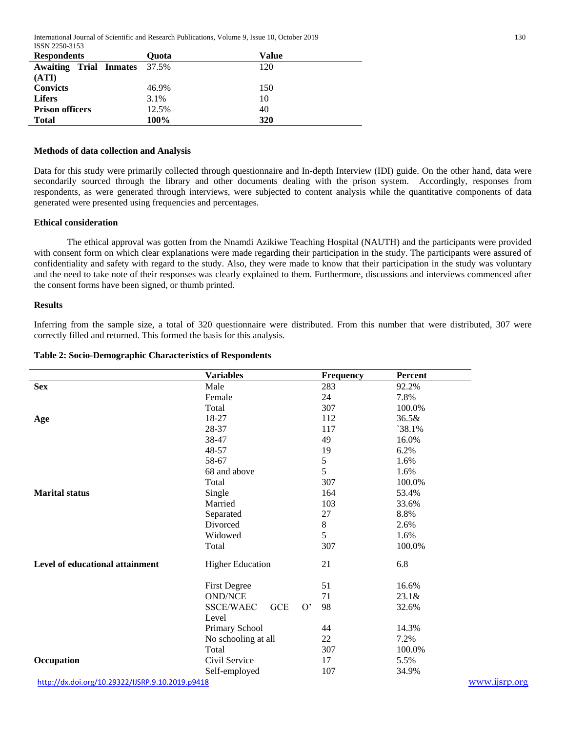| Respondents | Quota | Value |
|---|---|---|
| **Awaiting Trial Inmates (ATI)** | 37.5% | 120 |
| **Convicts** | 46.9% | 150 |
| **Lifers** | 3.1% | 10 |
| **Prison officers** | 12.5% | 40 |
| **Total** | **100%** | **320** |

### Methods of data collection and Analysis

Data for this study were primarily collected through questionnaire and In-depth Interview (IDI) guide. On the other hand, data were secondarily sourced through the library and other documents dealing with the prison system. Accordingly, responses from respondents, as were generated through interviews, were subjected to content analysis while the quantitative components of data generated were presented using frequencies and percentages.

### Ethical consideration

The ethical approval was gotten from the Nnamdi Azikiwe Teaching Hospital (NAUTH) and the participants were provided with consent form on which clear explanations were made regarding their participation in the study. The participants were assured of confidentiality and safety with regard to the study. Also, they were made to know that their participation in the study was voluntary and the need to take note of their responses was clearly explained to them. Furthermore, discussions and interviews commenced after the consent forms have been signed, or thumb printed.

### Results

Inferring from the sample size, a total of 320 questionnaire were distributed. From this number that were distributed, 307 were correctly filled and returned. This formed the basis for this analysis.

**Table 2: Socio-Demographic Characteristics of Respondents**

| | Variables | Frequency | Percent |
|---|---|---|---|
| **Sex** | Male | 283 | 92.2% |
| | Female | 24 | 7.8% |
| | Total | 307 | 100.0% |
| **Age** | 18-27 | 112 | 36.5& |
| | 28-37 | 117 | `38.1% |
| | 38-47 | 49 | 16.0% |
| | 48-57 | 19 | 6.2% |
| | 58-67 | 5 | 1.6% |
| | 68 and above | 5 | 1.6% |
| | Total | 307 | 100.0% |
| **Marital status** | Single | 164 | 53.4% |
| | Married | 103 | 33.6% |
| | Separated | 27 | 8.8% |
| | Divorced | 8 | 2.6% |
| | Widowed | 5 | 1.6% |
| | Total | 307 | 100.0% |
| **Level of educational attainment** | Higher Education | 21 | 6.8 |
| | First Degree | 51 | 16.6% |
| | OND/NCE | 71 | 23.1& |
| | SSCE/WAEC GCE O' Level | 98 | 32.6% |
| | Primary School | 44 | 14.3% |
| | No schooling at all | 22 | 7.2% |
| | Total | 307 | 100.0% |
| **Occupation** | Civil Service | 17 | 5.5% |
| | Self-employed | 107 | 34.9% |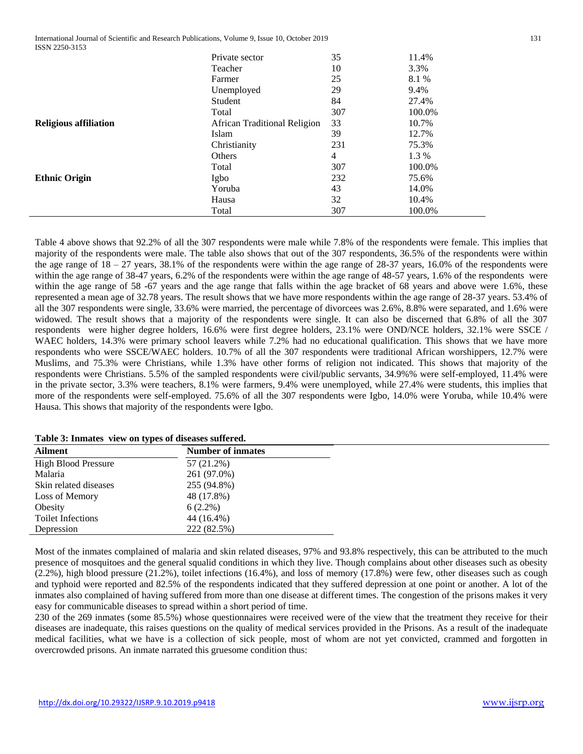| | | | |
|---|---|---|---|
| | Private sector | 35 | 11.4% |
| | Teacher | 10 | 3.3% |
| | Farmer | 25 | 8.1 % |
| | Unemployed | 29 | 9.4% |
| | Student | 84 | 27.4% |
| | Total | 307 | 100.0% |
| **Religious affiliation** | African Traditional Religion | 33 | 10.7% |
| | Islam | 39 | 12.7% |
| | Christianity | 231 | 75.3% |
| | Others | 4 | 1.3 % |
| | Total | 307 | 100.0% |
| **Ethnic Origin** | Igbo | 232 | 75.6% |
| | Yoruba | 43 | 14.0% |
| | Hausa | 32 | 10.4% |
| | Total | 307 | 100.0% |

Table 4 above shows that 92.2% of all the 307 respondents were male while 7.8% of the respondents were female. This implies that majority of the respondents were male. The table also shows that out of the 307 respondents, 36.5% of the respondents were within the age range of 18 – 27 years, 38.1% of the respondents were within the age range of 28-37 years, 16.0% of the respondents were within the age range of 38-47 years, 6.2% of the respondents were within the age range of 48-57 years, 1.6% of the respondents were within the age range of 58 -67 years and the age range that falls within the age bracket of 68 years and above were 1.6%, these represented a mean age of 32.78 years. The result shows that we have more respondents within the age range of 28-37 years. 53.4% of all the 307 respondents were single, 33.6% were married, the percentage of divorcees was 2.6%, 8.8% were separated, and 1.6% were widowed. The result shows that a majority of the respondents were single. It can also be discerned that 6.8% of all the 307 respondents were higher degree holders, 16.6% were first degree holders, 23.1% were OND/NCE holders, 32.1% were SSCE / WAEC holders, 14.3% were primary school leavers while 7.2% had no educational qualification. This shows that we have more respondents who were SSCE/WAEC holders. 10.7% of all the 307 respondents were traditional African worshippers, 12.7% were Muslims, and 75.3% were Christians, while 1.3% have other forms of religion not indicated. This shows that majority of the respondents were Christians. 5.5% of the sampled respondents were civil/public servants, 34.9%% were self-employed, 11.4% were in the private sector, 3.3% were teachers, 8.1% were farmers, 9.4% were unemployed, while 27.4% were students, this implies that more of the respondents were self-employed. 75.6% of all the 307 respondents were Igbo, 14.0% were Yoruba, while 10.4% were Hausa. This shows that majority of the respondents were Igbo.

**Table 3: Inmates view on types of diseases suffered.**

| Ailment | Number of inmates |
|---|---|
| High Blood Pressure | 57 (21.2%) |
| Malaria | 261 (97.0%) |
| Skin related diseases | 255 (94.8%) |
| Loss of Memory | 48 (17.8%) |
| Obesity | 6 (2.2%) |
| Toilet Infections | 44 (16.4%) |
| Depression | 222 (82.5%) |

Most of the inmates complained of malaria and skin related diseases, 97% and 93.8% respectively, this can be attributed to the much presence of mosquitoes and the general squalid conditions in which they live. Though complains about other diseases such as obesity (2.2%), high blood pressure (21.2%), toilet infections (16.4%), and loss of memory (17.8%) were few, other diseases such as cough and typhoid were reported and 82.5% of the respondents indicated that they suffered depression at one point or another. A lot of the inmates also complained of having suffered from more than one disease at different times. The congestion of the prisons makes it very easy for communicable diseases to spread within a short period of time.

230 of the 269 inmates (some 85.5%) whose questionnaires were received were of the view that the treatment they receive for their diseases are inadequate, this raises questions on the quality of medical services provided in the Prisons. As a result of the inadequate medical facilities, what we have is a collection of sick people, most of whom are not yet convicted, crammed and forgotten in overcrowded prisons. An inmate narrated this gruesome condition thus: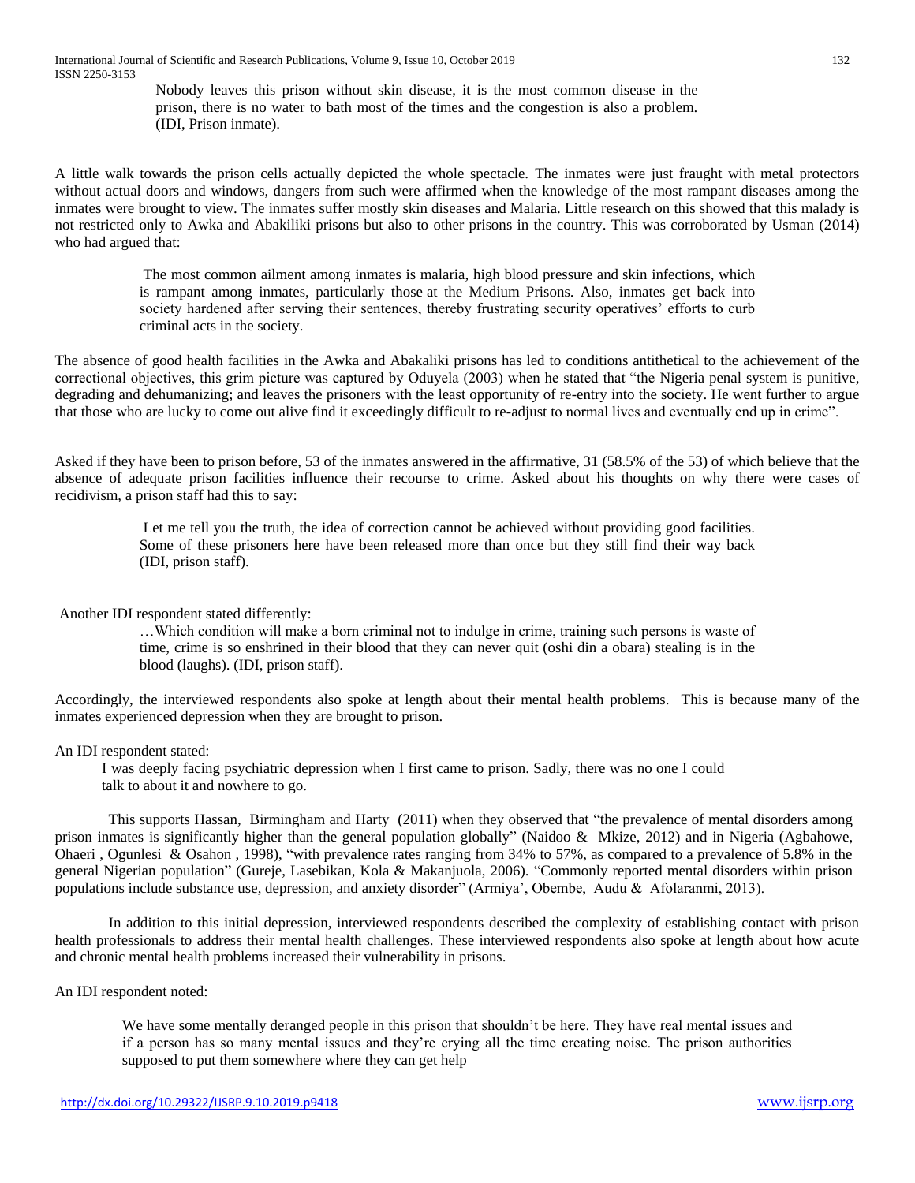> Nobody leaves this prison without skin disease, it is the most common disease in the prison, there is no water to bath most of the times and the congestion is also a problem. (IDI, Prison inmate).

A little walk towards the prison cells actually depicted the whole spectacle. The inmates were just fraught with metal protectors without actual doors and windows, dangers from such were affirmed when the knowledge of the most rampant diseases among the inmates were brought to view. The inmates suffer mostly skin diseases and Malaria. Little research on this showed that this malady is not restricted only to Awka and Abakiliki prisons but also to other prisons in the country. This was corroborated by Usman (2014) who had argued that:

> The most common ailment among inmates is malaria, high blood pressure and skin infections, which is rampant among inmates, particularly those at the Medium Prisons. Also, inmates get back into society hardened after serving their sentences, thereby frustrating security operatives' efforts to curb criminal acts in the society.

The absence of good health facilities in the Awka and Abakaliki prisons has led to conditions antithetical to the achievement of the correctional objectives, this grim picture was captured by Oduyela (2003) when he stated that "the Nigeria penal system is punitive, degrading and dehumanizing; and leaves the prisoners with the least opportunity of re-entry into the society. He went further to argue that those who are lucky to come out alive find it exceedingly difficult to re-adjust to normal lives and eventually end up in crime".

Asked if they have been to prison before, 53 of the inmates answered in the affirmative, 31 (58.5% of the 53) of which believe that the absence of adequate prison facilities influence their recourse to crime. Asked about his thoughts on why there were cases of recidivism, a prison staff had this to say:

> Let me tell you the truth, the idea of correction cannot be achieved without providing good facilities. Some of these prisoners here have been released more than once but they still find their way back (IDI, prison staff).

Another IDI respondent stated differently:

> …Which condition will make a born criminal not to indulge in crime, training such persons is waste of time, crime is so enshrined in their blood that they can never quit (oshi din a obara) stealing is in the blood (laughs). (IDI, prison staff).

Accordingly, the interviewed respondents also spoke at length about their mental health problems. This is because many of the inmates experienced depression when they are brought to prison.

An IDI respondent stated:

> I was deeply facing psychiatric depression when I first came to prison. Sadly, there was no one I could talk to about it and nowhere to go.

This supports Hassan, Birmingham and Harty (2011) when they observed that "the prevalence of mental disorders among prison inmates is significantly higher than the general population globally" (Naidoo & Mkize, 2012) and in Nigeria (Agbahowe, Ohaeri , Ogunlesi & Osahon , 1998), "with prevalence rates ranging from 34% to 57%, as compared to a prevalence of 5.8% in the general Nigerian population" (Gureje, Lasebikan, Kola & Makanjuola, 2006). "Commonly reported mental disorders within prison populations include substance use, depression, and anxiety disorder" (Armiya', Obembe, Audu & Afolaranmi, 2013).

In addition to this initial depression, interviewed respondents described the complexity of establishing contact with prison health professionals to address their mental health challenges. These interviewed respondents also spoke at length about how acute and chronic mental health problems increased their vulnerability in prisons.

An IDI respondent noted:

> We have some mentally deranged people in this prison that shouldn't be here. They have real mental issues and if a person has so many mental issues and they're crying all the time creating noise. The prison authorities supposed to put them somewhere where they can get help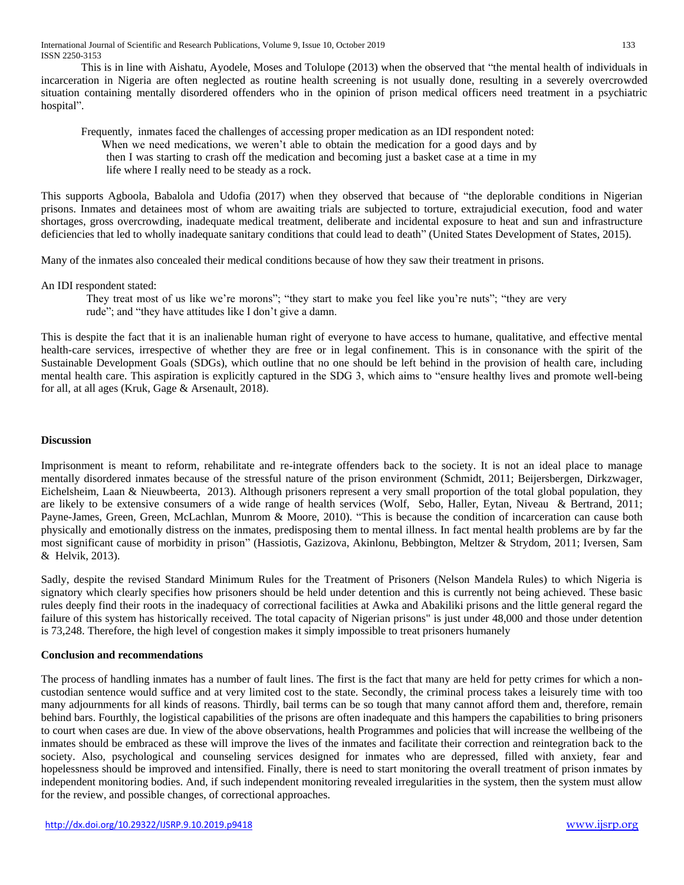This is in line with Aishatu, Ayodele, Moses and Tolulope (2013) when the observed that "the mental health of individuals in incarceration in Nigeria are often neglected as routine health screening is not usually done, resulting in a severely overcrowded situation containing mentally disordered offenders who in the opinion of prison medical officers need treatment in a psychiatric hospital".

Frequently, inmates faced the challenges of accessing proper medication as an IDI respondent noted:

> When we need medications, we weren't able to obtain the medication for a good days and by then I was starting to crash off the medication and becoming just a basket case at a time in my life where I really need to be steady as a rock.

This supports Agboola, Babalola and Udofia (2017) when they observed that because of "the deplorable conditions in Nigerian prisons. Inmates and detainees most of whom are awaiting trials are subjected to torture, extrajudicial execution, food and water shortages, gross overcrowding, inadequate medical treatment, deliberate and incidental exposure to heat and sun and infrastructure deficiencies that led to wholly inadequate sanitary conditions that could lead to death" (United States Development of States, 2015).

Many of the inmates also concealed their medical conditions because of how they saw their treatment in prisons.

An IDI respondent stated:

> They treat most of us like we're morons"; "they start to make you feel like you're nuts"; "they are very rude"; and "they have attitudes like I don't give a damn.

This is despite the fact that it is an inalienable human right of everyone to have access to humane, qualitative, and effective mental health-care services, irrespective of whether they are free or in legal confinement. This is in consonance with the spirit of the Sustainable Development Goals (SDGs), which outline that no one should be left behind in the provision of health care, including mental health care. This aspiration is explicitly captured in the SDG 3, which aims to "ensure healthy lives and promote well-being for all, at all ages (Kruk, Gage & Arsenault, 2018).

## Discussion

Imprisonment is meant to reform, rehabilitate and re-integrate offenders back to the society. It is not an ideal place to manage mentally disordered inmates because of the stressful nature of the prison environment (Schmidt, 2011; Beijersbergen, Dirkzwager, Eichelsheim, Laan & Nieuwbeerta, 2013). Although prisoners represent a very small proportion of the total global population, they are likely to be extensive consumers of a wide range of health services (Wolf, Sebo, Haller, Eytan, Niveau & Bertrand, 2011; Payne-James, Green, Green, McLachlan, Munrom & Moore, 2010). "This is because the condition of incarceration can cause both physically and emotionally distress on the inmates, predisposing them to mental illness. In fact mental health problems are by far the most significant cause of morbidity in prison" (Hassiotis, Gazizova, Akinlonu, Bebbington, Meltzer & Strydom, 2011; Iversen, Sam & Helvik, 2013).

Sadly, despite the revised Standard Minimum Rules for the Treatment of Prisoners (Nelson Mandela Rules) to which Nigeria is signatory which clearly specifies how prisoners should be held under detention and this is currently not being achieved. These basic rules deeply find their roots in the inadequacy of correctional facilities at Awka and Abakiliki prisons and the little general regard the failure of this system has historically received. The total capacity of Nigerian prisons" is just under 48,000 and those under detention is 73,248. Therefore, the high level of congestion makes it simply impossible to treat prisoners humanely

## Conclusion and recommendations

The process of handling inmates has a number of fault lines. The first is the fact that many are held for petty crimes for which a non-custodian sentence would suffice and at very limited cost to the state. Secondly, the criminal process takes a leisurely time with too many adjournments for all kinds of reasons. Thirdly, bail terms can be so tough that many cannot afford them and, therefore, remain behind bars. Fourthly, the logistical capabilities of the prisons are often inadequate and this hampers the capabilities to bring prisoners to court when cases are due. In view of the above observations, health Programmes and policies that will increase the wellbeing of the inmates should be embraced as these will improve the lives of the inmates and facilitate their correction and reintegration back to the society. Also, psychological and counseling services designed for inmates who are depressed, filled with anxiety, fear and hopelessness should be improved and intensified. Finally, there is need to start monitoring the overall treatment of prison inmates by independent monitoring bodies. And, if such independent monitoring revealed irregularities in the system, then the system must allow for the review, and possible changes, of correctional approaches.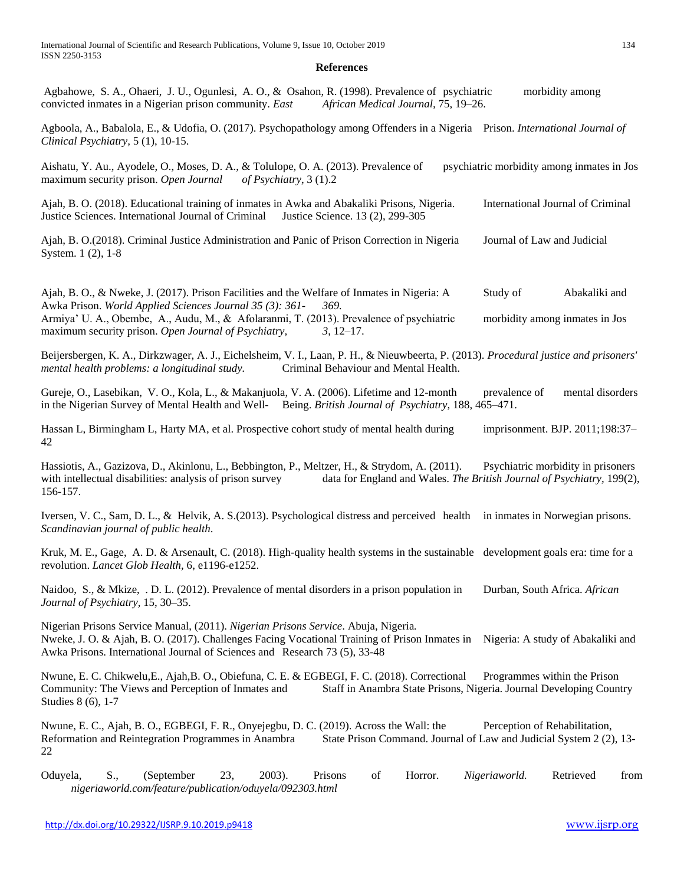## References

Agbahowe, S. A., Ohaeri, J. U., Ogunlesi, A. O., & Osahon, R. (1998). Prevalence of psychiatric morbidity among convicted inmates in a Nigerian prison community. *East African Medical Journal,* 75, 19–26.

Agboola, A., Babalola, E., & Udofia, O. (2017). Psychopathology among Offenders in a Nigeria Prison. *International Journal of Clinical Psychiatry,* 5 (1), 10-15.

Aishatu, Y. Au., Ayodele, O., Moses, D. A., & Tolulope, O. A. (2013). Prevalence of psychiatric morbidity among inmates in Jos maximum security prison. *Open Journal of Psychiatry*, 3 (1).2

Ajah, B. O. (2018). Educational training of inmates in Awka and Abakaliki Prisons, Nigeria. International Journal of Criminal Justice Sciences. International Journal of Criminal Justice Science. 13 (2), 299-305

Ajah, B. O.(2018). Criminal Justice Administration and Panic of Prison Correction in Nigeria Journal of Law and Judicial System. 1 (2), 1-8

Ajah, B. O., & Nweke, J. (2017). Prison Facilities and the Welfare of Inmates in Nigeria: A Study of Abakaliki and Awka Prison. *World Applied Sciences Journal 35 (3): 361- 369.*

Armiya' U. A., Obembe, A., Audu, M., & Afolaranmi, T. (2013). Prevalence of psychiatric morbidity among inmates in Jos maximum security prison. *Open Journal of Psychiatry, 3*, 12–17.

Beijersbergen, K. A., Dirkzwager, A. J., Eichelsheim, V. I., Laan, P. H., & Nieuwbeerta, P. (2013). *Procedural justice and prisoners' mental health problems: a longitudinal study.* Criminal Behaviour and Mental Health.

Gureje, O., Lasebikan, V. O., Kola, L., & Makanjuola, V. A. (2006). Lifetime and 12-month prevalence of mental disorders in the Nigerian Survey of Mental Health and Well- Being. *British Journal of Psychiatry,* 188, 465–471.

Hassan L, Birmingham L, Harty MA, et al. Prospective cohort study of mental health during imprisonment. BJP. 2011;198:37–42

Hassiotis, A., Gazizova, D., Akinlonu, L., Bebbington, P., Meltzer, H., & Strydom, A. (2011). Psychiatric morbidity in prisoners with intellectual disabilities: analysis of prison survey data for England and Wales. *The British Journal of Psychiatry,* 199(2), 156-157.

Iversen, V. C., Sam, D. L., & Helvik, A. S.(2013). Psychological distress and perceived health in inmates in Norwegian prisons. *Scandinavian journal of public health*.

Kruk, M. E., Gage, A. D. & Arsenault, C. (2018). High-quality health systems in the sustainable development goals era: time for a revolution. *Lancet Glob Health,* 6, e1196-e1252.

Naidoo, S., & Mkize, . D. L. (2012). Prevalence of mental disorders in a prison population in Durban, South Africa. *African Journal of Psychiatry,* 15, 30–35.

Nigerian Prisons Service Manual, (2011). *Nigerian Prisons Service*. Abuja, Nigeria.

Nweke, J. O. & Ajah, B. O. (2017). Challenges Facing Vocational Training of Prison Inmates in Nigeria: A study of Abakaliki and Awka Prisons. International Journal of Sciences and Research 73 (5), 33-48

Nwune, E. C. Chikwelu,E., Ajah,B. O., Obiefuna, C. E. & EGBEGI, F. C. (2018). Correctional Programmes within the Prison Community: The Views and Perception of Inmates and Staff in Anambra State Prisons, Nigeria. Journal Developing Country Studies 8 (6), 1-7

Nwune, E. C., Ajah, B. O., EGBEGI, F. R., Onyejegbu, D. C. (2019). Across the Wall: the Perception of Rehabilitation, Reformation and Reintegration Programmes in Anambra State Prison Command. Journal of Law and Judicial System 2 (2), 13-22

Oduyela, S., (September 23, 2003). Prisons of Horror. *Nigeriaworld.* Retrieved from *nigeriaworld.com/feature/publication/oduyela/092303.html*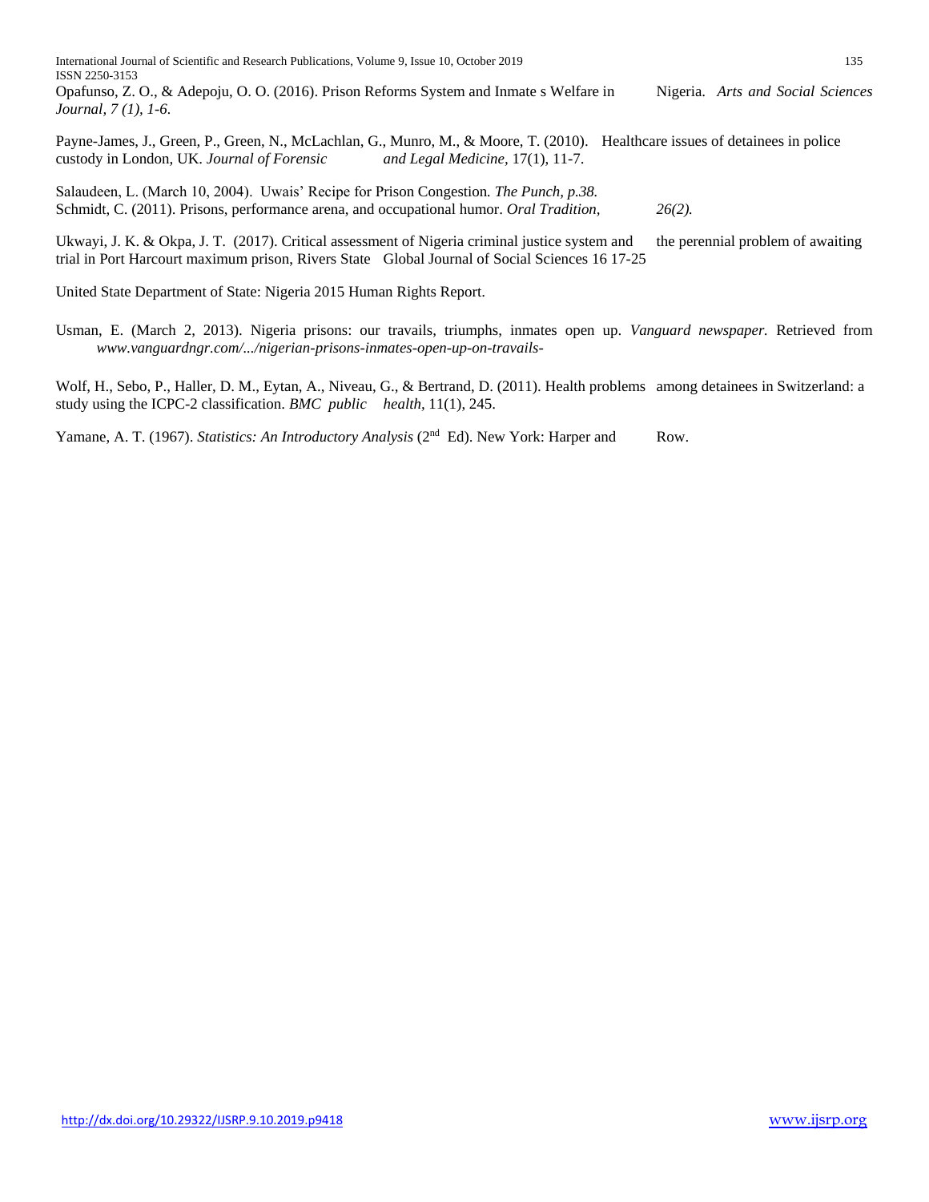Opafunso, Z. O., & Adepoju, O. O. (2016). Prison Reforms System and Inmate s Welfare in Nigeria. *Arts and Social Sciences Journal, 7 (1), 1-6.*

Payne-James, J., Green, P., Green, N., McLachlan, G., Munro, M., & Moore, T. (2010). Healthcare issues of detainees in police custody in London, UK. *Journal of Forensic and Legal Medicine,* 17(1), 11-7.

Salaudeen, L. (March 10, 2004). Uwais' Recipe for Prison Congestion. *The Punch, p.38.*

Schmidt, C. (2011). Prisons, performance arena, and occupational humor. *Oral Tradition, 26(2).*

Ukwayi, J. K. & Okpa, J. T. (2017). Critical assessment of Nigeria criminal justice system and the perennial problem of awaiting trial in Port Harcourt maximum prison, Rivers State Global Journal of Social Sciences 16 17-25

United State Department of State: Nigeria 2015 Human Rights Report.

Usman, E. (March 2, 2013). Nigeria prisons: our travails, triumphs, inmates open up. *Vanguard newspaper.* Retrieved from *www.vanguardngr.com/.../nigerian-prisons-inmates-open-up-on-travails-*

Wolf, H., Sebo, P., Haller, D. M., Eytan, A., Niveau, G., & Bertrand, D. (2011). Health problems among detainees in Switzerland: a study using the ICPC-2 classification. *BMC public health,* 11(1), 245.

Yamane, A. T. (1967). *Statistics: An Introductory Analysis* (2nd Ed). New York: Harper and Row.